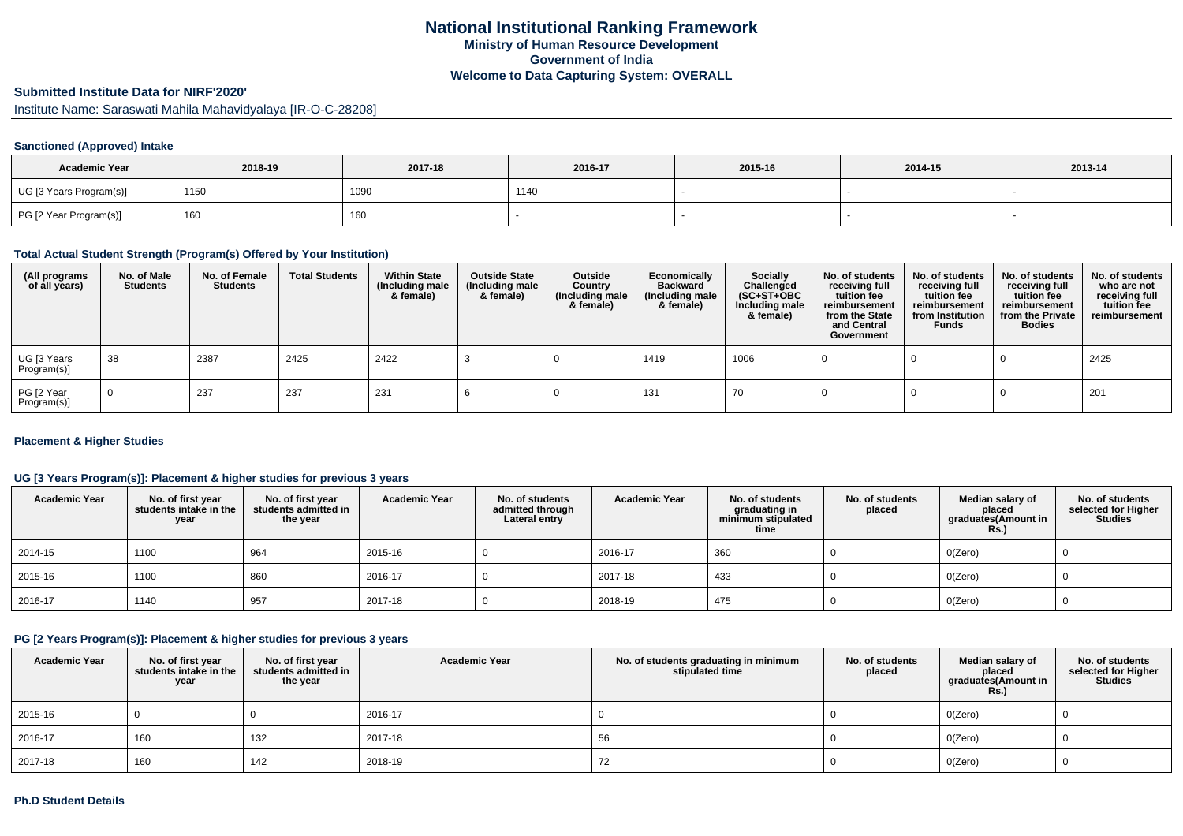# National Institutional Ranking Framework

**Ministry of Human Resource Development**

**Government of India**

**Welcome to Data Capturing System: OVERALL**

## Submitted Institute Data for NIRF'2020'

Institute Name: Saraswati Mahila Mahavidyalaya [IR-O-C-28208]

### Sanctioned (Approved) Intake

| Academic Year | 2018-19 | 2017-18 | 2016-17 | 2015-16 | 2014-15 | 2013-14 |
|---|---|---|---|---|---|---|
| UG [3 Years Program(s)] | 1150 | 1090 | 1140 | - | - | - |
| PG [2 Year Program(s)] | 160 | 160 | - | - | - | - |

### Total Actual Student Strength (Program(s) Offered by Your Institution)

| (All programs of all years) | No. of Male Students | No. of Female Students | Total Students | Within State (Including male & female) | Outside State (Including male & female) | Outside Country (Including male & female) | Economically Backward (Including male & female) | Socially Challenged (SC+ST+OBC Including male & female) | No. of students receiving full tuition fee reimbursement from the State and Central Government | No. of students receiving full tuition fee reimbursement from Institution Funds | No. of students receiving full tuition fee reimbursement from the Private Bodies | No. of students who are not receiving full tuition fee reimbursement |
|---|---|---|---|---|---|---|---|---|---|---|---|---|
| UG [3 Years Program(s)] | 38 | 2387 | 2425 | 2422 | 3 | 0 | 1419 | 1006 | 0 | 0 | 0 | 2425 |
| PG [2 Year Program(s)] | 0 | 237 | 237 | 231 | 6 | 0 | 131 | 70 | 0 | 0 | 0 | 201 |

### Placement & Higher Studies

### UG [3 Years Program(s)]: Placement & higher studies for previous 3 years

| Academic Year | No. of first year students intake in the year | No. of first year students admitted in the year | Academic Year | No. of students admitted through Lateral entry | Academic Year | No. of students graduating in minimum stipulated time | No. of students placed | Median salary of placed graduates(Amount in Rs.) | No. of students selected for Higher Studies |
|---|---|---|---|---|---|---|---|---|---|
| 2014-15 | 1100 | 964 | 2015-16 | 0 | 2016-17 | 360 | 0 | 0(Zero) | 0 |
| 2015-16 | 1100 | 860 | 2016-17 | 0 | 2017-18 | 433 | 0 | 0(Zero) | 0 |
| 2016-17 | 1140 | 957 | 2017-18 | 0 | 2018-19 | 475 | 0 | 0(Zero) | 0 |

### PG [2 Years Program(s)]: Placement & higher studies for previous 3 years

| Academic Year | No. of first year students intake in the year | No. of first year students admitted in the year | Academic Year | No. of students graduating in minimum stipulated time | No. of students placed | Median salary of placed graduates(Amount in Rs.) | No. of students selected for Higher Studies |
|---|---|---|---|---|---|---|---|
| 2015-16 | 0 | 0 | 2016-17 | 0 | 0 | 0(Zero) | 0 |
| 2016-17 | 160 | 132 | 2017-18 | 56 | 0 | 0(Zero) | 0 |
| 2017-18 | 160 | 142 | 2018-19 | 72 | 0 | 0(Zero) | 0 |

### Ph.D Student Details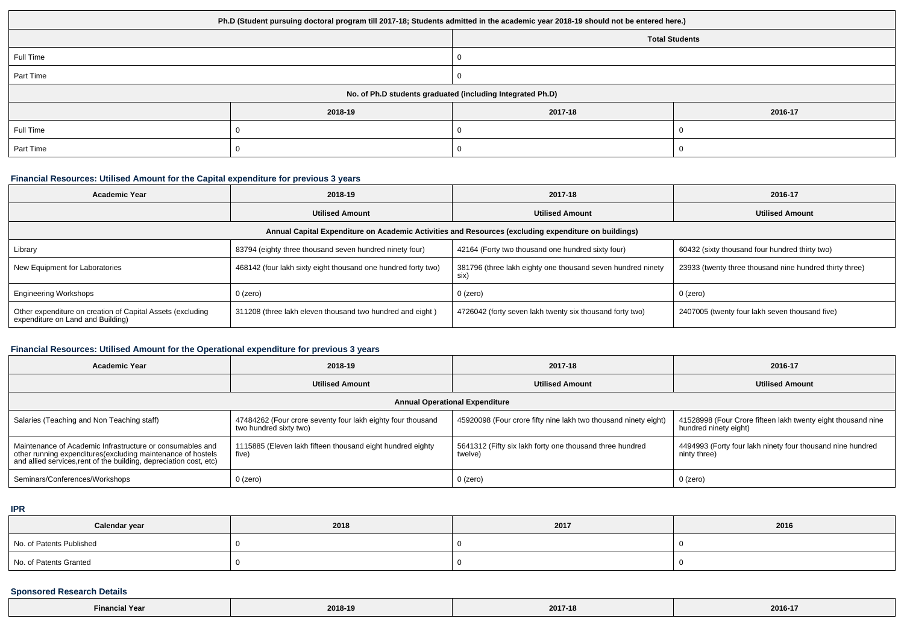| Ph.D (Student pursuing doctoral program till 2017-18; Students admitted in the academic year 2018-19 should not be entered here.) | | | |
|---|---|---|---|
| | | Total Students | |
| Full Time | | 0 | |
| Part Time | | 0 | |
| No. of Ph.D students graduated (including Integrated Ph.D) | | | |
| | 2018-19 | 2017-18 | 2016-17 |
| Full Time | 0 | 0 | 0 |
| Part Time | 0 | 0 | 0 |

## Financial Resources: Utilised Amount for the Capital expenditure for previous 3 years

| Academic Year | 2018-19 | 2017-18 | 2016-17 |
|---|---|---|---|
| | Utilised Amount | Utilised Amount | Utilised Amount |
| Annual Capital Expenditure on Academic Activities and Resources (excluding expenditure on buildings) | | | |
| Library | 83794 (eighty three thousand seven hundred ninety four) | 42164 (Forty two thousand one hundred sixty four) | 60432 (sixty thousand four hundred thirty two) |
| New Equipment for Laboratories | 468142 (four lakh sixty eight thousand one hundred forty two) | 381796 (three lakh eighty one thousand seven hundred ninety six) | 23933 (twenty three thousand nine hundred thirty three) |
| Engineering Workshops | 0 (zero) | 0 (zero) | 0 (zero) |
| Other expenditure on creation of Capital Assets (excluding expenditure on Land and Building) | 311208 (three lakh eleven thousand two hundred and eight ) | 4726042 (forty seven lakh twenty six thousand forty two) | 2407005 (twenty four lakh seven thousand five) |

## Financial Resources: Utilised Amount for the Operational expenditure for previous 3 years

| Academic Year | 2018-19 | 2017-18 | 2016-17 |
|---|---|---|---|
| | Utilised Amount | Utilised Amount | Utilised Amount |
| Annual Operational Expenditure | | | |
| Salaries (Teaching and Non Teaching staff) | 47484262 (Four crore seventy four lakh eighty four thousand two hundred sixty two) | 45920098 (Four crore fifty nine lakh two thousand ninety eight) | 41528998 (Four Crore fifteen lakh twenty eight thousand nine hundred ninety eight) |
| Maintenance of Academic Infrastructure or consumables and other running expenditures(excluding maintenance of hostels and allied services,rent of the building, depreciation cost, etc) | 1115885 (Eleven lakh fifteen thousand eight hundred eighty five) | 5641312 (Fifty six lakh forty one thousand three hundred twelve) | 4494993 (Forty four lakh ninety four thousand nine hundred ninty three) |
| Seminars/Conferences/Workshops | 0 (zero) | 0 (zero) | 0 (zero) |

## IPR

| Calendar year | 2018 | 2017 | 2016 |
|---|---|---|---|
| No. of Patents Published | 0 | 0 | 0 |
| No. of Patents Granted | 0 | 0 | 0 |

## Sponsored Research Details

| Financial Year | 2018-19 | 2017-18 | 2016-17 |
|---|---|---|---|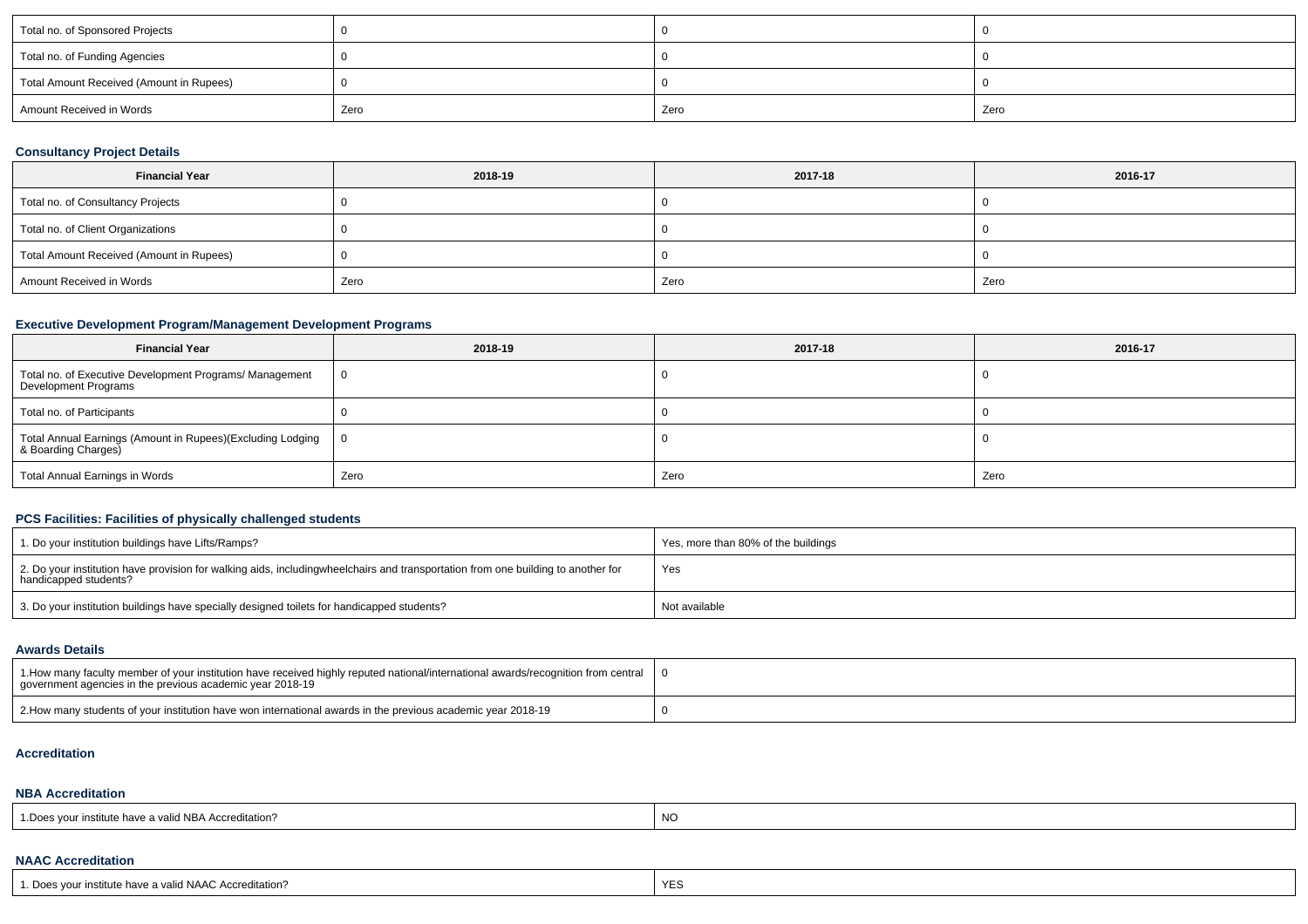| | | | |
|---|---|---|---|
| Total no. of Sponsored Projects | 0 | 0 | 0 |
| Total no. of Funding Agencies | 0 | 0 | 0 |
| Total Amount Received (Amount in Rupees) | 0 | 0 | 0 |
| Amount Received in Words | Zero | Zero | Zero |

### Consultancy Project Details

| Financial Year | 2018-19 | 2017-18 | 2016-17 |
|---|---|---|---|
| Total no. of Consultancy Projects | 0 | 0 | 0 |
| Total no. of Client Organizations | 0 | 0 | 0 |
| Total Amount Received (Amount in Rupees) | 0 | 0 | 0 |
| Amount Received in Words | Zero | Zero | Zero |

### Executive Development Program/Management Development Programs

| Financial Year | 2018-19 | 2017-18 | 2016-17 |
|---|---|---|---|
| Total no. of Executive Development Programs/ Management Development Programs | 0 | 0 | 0 |
| Total no. of Participants | 0 | 0 | 0 |
| Total Annual Earnings (Amount in Rupees)(Excluding Lodging & Boarding Charges) | 0 | 0 | 0 |
| Total Annual Earnings in Words | Zero | Zero | Zero |

### PCS Facilities: Facilities of physically challenged students

| | |
|---|---|
| 1. Do your institution buildings have Lifts/Ramps? | Yes, more than 80% of the buildings |
| 2. Do your institution have provision for walking aids, includingwheelchairs and transportation from one building to another for handicapped students? | Yes |
| 3. Do your institution buildings have specially designed toilets for handicapped students? | Not available |

### Awards Details

| | |
|---|---|
| 1.How many faculty member of your institution have received highly reputed national/international awards/recognition from central government agencies in the previous academic year 2018-19 | 0 |
| 2.How many students of your institution have won international awards in the previous academic year 2018-19 | 0 |

### Accreditation

### NBA Accreditation

| | |
|---|---|
| 1.Does your institute have a valid NBA Accreditation? | NO |

### NAAC Accreditation

| | |
|---|---|
| 1. Does your institute have a valid NAAC Accreditation? | YES |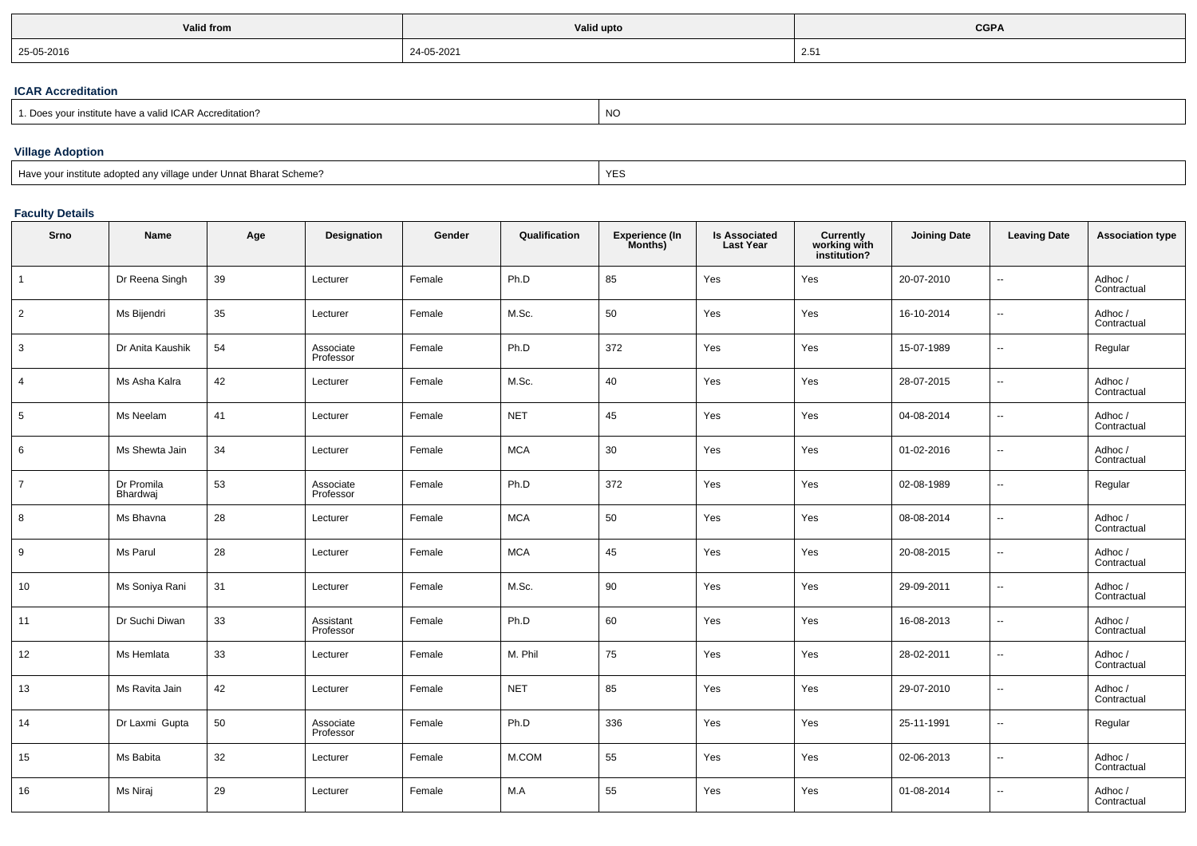| Valid from | Valid upto | CGPA |
| --- | --- | --- |
| 25-05-2016 | 24-05-2021 | 2.51 |

### ICAR Accreditation

| | |
| --- | --- |
| 1. Does your institute have a valid ICAR Accreditation? | NO |

### Village Adoption

| | |
| --- | --- |
| Have your institute adopted any village under Unnat Bharat Scheme? | YES |

### Faculty Details

| Srno | Name | Age | Designation | Gender | Qualification | Experience (In Months) | Is Associated Last Year | Currently working with institution? | Joining Date | Leaving Date | Association type |
| --- | --- | --- | --- | --- | --- | --- | --- | --- | --- | --- | --- |
| 1 | Dr Reena Singh | 39 | Lecturer | Female | Ph.D | 85 | Yes | Yes | 20-07-2010 | -- | Adhoc / Contractual |
| 2 | Ms Bijendri | 35 | Lecturer | Female | M.Sc. | 50 | Yes | Yes | 16-10-2014 | -- | Adhoc / Contractual |
| 3 | Dr Anita Kaushik | 54 | Associate Professor | Female | Ph.D | 372 | Yes | Yes | 15-07-1989 | -- | Regular |
| 4 | Ms Asha Kalra | 42 | Lecturer | Female | M.Sc. | 40 | Yes | Yes | 28-07-2015 | -- | Adhoc / Contractual |
| 5 | Ms Neelam | 41 | Lecturer | Female | NET | 45 | Yes | Yes | 04-08-2014 | -- | Adhoc / Contractual |
| 6 | Ms Shewta Jain | 34 | Lecturer | Female | MCA | 30 | Yes | Yes | 01-02-2016 | -- | Adhoc / Contractual |
| 7 | Dr Promila Bhardwaj | 53 | Associate Professor | Female | Ph.D | 372 | Yes | Yes | 02-08-1989 | -- | Regular |
| 8 | Ms Bhavna | 28 | Lecturer | Female | MCA | 50 | Yes | Yes | 08-08-2014 | -- | Adhoc / Contractual |
| 9 | Ms Parul | 28 | Lecturer | Female | MCA | 45 | Yes | Yes | 20-08-2015 | -- | Adhoc / Contractual |
| 10 | Ms Soniya Rani | 31 | Lecturer | Female | M.Sc. | 90 | Yes | Yes | 29-09-2011 | -- | Adhoc / Contractual |
| 11 | Dr Suchi Diwan | 33 | Assistant Professor | Female | Ph.D | 60 | Yes | Yes | 16-08-2013 | -- | Adhoc / Contractual |
| 12 | Ms Hemlata | 33 | Lecturer | Female | M. Phil | 75 | Yes | Yes | 28-02-2011 | -- | Adhoc / Contractual |
| 13 | Ms Ravita Jain | 42 | Lecturer | Female | NET | 85 | Yes | Yes | 29-07-2010 | -- | Adhoc / Contractual |
| 14 | Dr Laxmi Gupta | 50 | Associate Professor | Female | Ph.D | 336 | Yes | Yes | 25-11-1991 | -- | Regular |
| 15 | Ms Babita | 32 | Lecturer | Female | M.COM | 55 | Yes | Yes | 02-06-2013 | -- | Adhoc / Contractual |
| 16 | Ms Niraj | 29 | Lecturer | Female | M.A | 55 | Yes | Yes | 01-08-2014 | -- | Adhoc / Contractual |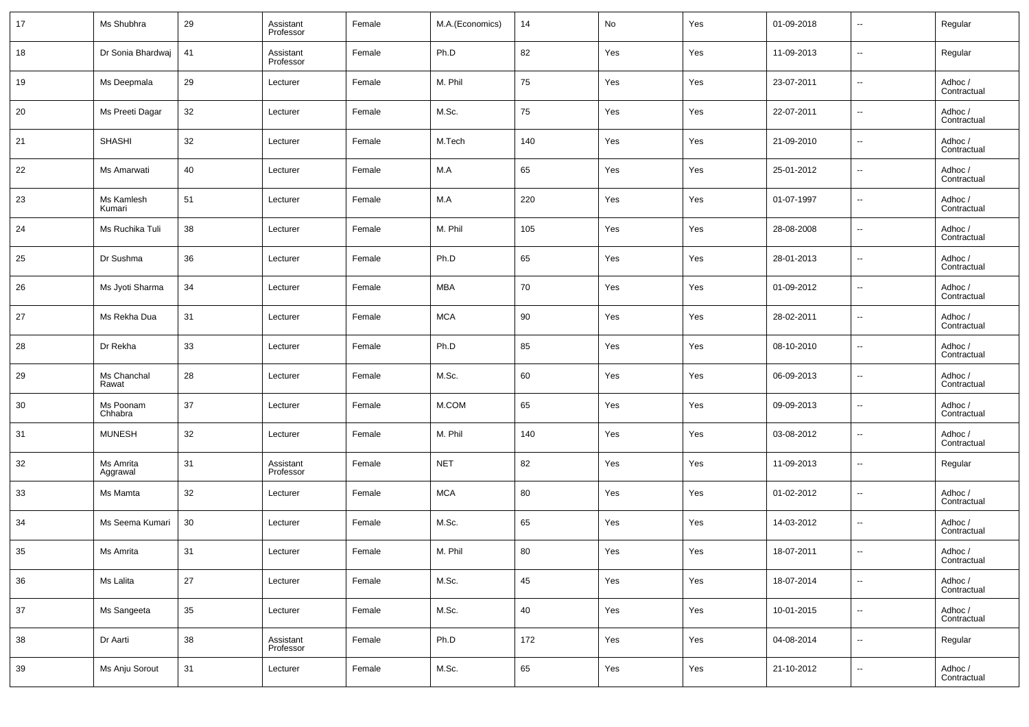| | | | | | | | | | | | |
|---|---|---|---|---|---|---|---|---|---|---|---|
| 17 | Ms Shubhra | 29 | Assistant Professor | Female | M.A.(Economics) | 14 | No | Yes | 01-09-2018 | -- | Regular |
| 18 | Dr Sonia Bhardwaj | 41 | Assistant Professor | Female | Ph.D | 82 | Yes | Yes | 11-09-2013 | -- | Regular |
| 19 | Ms Deepmala | 29 | Lecturer | Female | M. Phil | 75 | Yes | Yes | 23-07-2011 | -- | Adhoc / Contractual |
| 20 | Ms Preeti Dagar | 32 | Lecturer | Female | M.Sc. | 75 | Yes | Yes | 22-07-2011 | -- | Adhoc / Contractual |
| 21 | SHASHI | 32 | Lecturer | Female | M.Tech | 140 | Yes | Yes | 21-09-2010 | -- | Adhoc / Contractual |
| 22 | Ms Amarwati | 40 | Lecturer | Female | M.A | 65 | Yes | Yes | 25-01-2012 | -- | Adhoc / Contractual |
| 23 | Ms Kamlesh Kumari | 51 | Lecturer | Female | M.A | 220 | Yes | Yes | 01-07-1997 | -- | Adhoc / Contractual |
| 24 | Ms Ruchika Tuli | 38 | Lecturer | Female | M. Phil | 105 | Yes | Yes | 28-08-2008 | -- | Adhoc / Contractual |
| 25 | Dr Sushma | 36 | Lecturer | Female | Ph.D | 65 | Yes | Yes | 28-01-2013 | -- | Adhoc / Contractual |
| 26 | Ms Jyoti Sharma | 34 | Lecturer | Female | MBA | 70 | Yes | Yes | 01-09-2012 | -- | Adhoc / Contractual |
| 27 | Ms Rekha Dua | 31 | Lecturer | Female | MCA | 90 | Yes | Yes | 28-02-2011 | -- | Adhoc / Contractual |
| 28 | Dr Rekha | 33 | Lecturer | Female | Ph.D | 85 | Yes | Yes | 08-10-2010 | -- | Adhoc / Contractual |
| 29 | Ms Chanchal Rawat | 28 | Lecturer | Female | M.Sc. | 60 | Yes | Yes | 06-09-2013 | -- | Adhoc / Contractual |
| 30 | Ms Poonam Chhabra | 37 | Lecturer | Female | M.COM | 65 | Yes | Yes | 09-09-2013 | -- | Adhoc / Contractual |
| 31 | MUNESH | 32 | Lecturer | Female | M. Phil | 140 | Yes | Yes | 03-08-2012 | -- | Adhoc / Contractual |
| 32 | Ms Amrita Aggrawal | 31 | Assistant Professor | Female | NET | 82 | Yes | Yes | 11-09-2013 | -- | Regular |
| 33 | Ms Mamta | 32 | Lecturer | Female | MCA | 80 | Yes | Yes | 01-02-2012 | -- | Adhoc / Contractual |
| 34 | Ms Seema Kumari | 30 | Lecturer | Female | M.Sc. | 65 | Yes | Yes | 14-03-2012 | -- | Adhoc / Contractual |
| 35 | Ms Amrita | 31 | Lecturer | Female | M. Phil | 80 | Yes | Yes | 18-07-2011 | -- | Adhoc / Contractual |
| 36 | Ms Lalita | 27 | Lecturer | Female | M.Sc. | 45 | Yes | Yes | 18-07-2014 | -- | Adhoc / Contractual |
| 37 | Ms Sangeeta | 35 | Lecturer | Female | M.Sc. | 40 | Yes | Yes | 10-01-2015 | -- | Adhoc / Contractual |
| 38 | Dr Aarti | 38 | Assistant Professor | Female | Ph.D | 172 | Yes | Yes | 04-08-2014 | -- | Regular |
| 39 | Ms Anju Sorout | 31 | Lecturer | Female | M.Sc. | 65 | Yes | Yes | 21-10-2012 | -- | Adhoc / Contractual |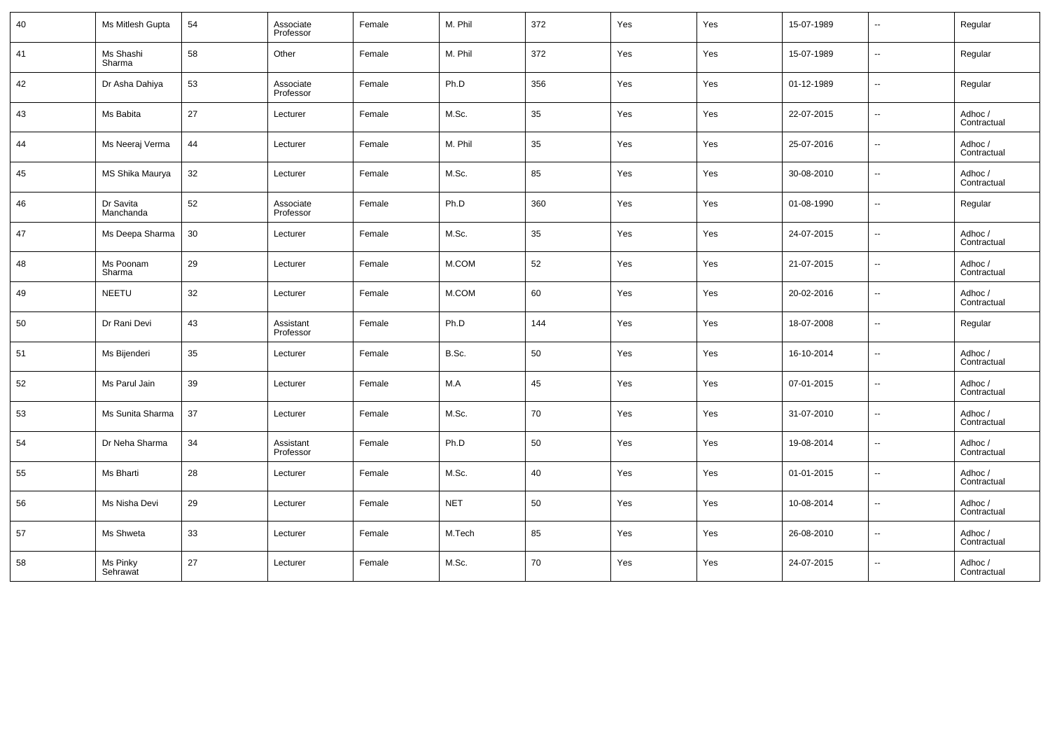| | | | | | | | | | | | |
|---|---|---|---|---|---|---|---|---|---|---|---|
| 40 | Ms Mitlesh Gupta | 54 | Associate Professor | Female | M. Phil | 372 | Yes | Yes | 15-07-1989 | -- | Regular |
| 41 | Ms Shashi Sharma | 58 | Other | Female | M. Phil | 372 | Yes | Yes | 15-07-1989 | -- | Regular |
| 42 | Dr Asha Dahiya | 53 | Associate Professor | Female | Ph.D | 356 | Yes | Yes | 01-12-1989 | -- | Regular |
| 43 | Ms Babita | 27 | Lecturer | Female | M.Sc. | 35 | Yes | Yes | 22-07-2015 | -- | Adhoc / Contractual |
| 44 | Ms Neeraj Verma | 44 | Lecturer | Female | M. Phil | 35 | Yes | Yes | 25-07-2016 | -- | Adhoc / Contractual |
| 45 | MS Shika Maurya | 32 | Lecturer | Female | M.Sc. | 85 | Yes | Yes | 30-08-2010 | -- | Adhoc / Contractual |
| 46 | Dr Savita Manchanda | 52 | Associate Professor | Female | Ph.D | 360 | Yes | Yes | 01-08-1990 | -- | Regular |
| 47 | Ms Deepa Sharma | 30 | Lecturer | Female | M.Sc. | 35 | Yes | Yes | 24-07-2015 | -- | Adhoc / Contractual |
| 48 | Ms Poonam Sharma | 29 | Lecturer | Female | M.COM | 52 | Yes | Yes | 21-07-2015 | -- | Adhoc / Contractual |
| 49 | NEETU | 32 | Lecturer | Female | M.COM | 60 | Yes | Yes | 20-02-2016 | -- | Adhoc / Contractual |
| 50 | Dr Rani Devi | 43 | Assistant Professor | Female | Ph.D | 144 | Yes | Yes | 18-07-2008 | -- | Regular |
| 51 | Ms Bijenderi | 35 | Lecturer | Female | B.Sc. | 50 | Yes | Yes | 16-10-2014 | -- | Adhoc / Contractual |
| 52 | Ms Parul Jain | 39 | Lecturer | Female | M.A | 45 | Yes | Yes | 07-01-2015 | -- | Adhoc / Contractual |
| 53 | Ms Sunita Sharma | 37 | Lecturer | Female | M.Sc. | 70 | Yes | Yes | 31-07-2010 | -- | Adhoc / Contractual |
| 54 | Dr Neha Sharma | 34 | Assistant Professor | Female | Ph.D | 50 | Yes | Yes | 19-08-2014 | -- | Adhoc / Contractual |
| 55 | Ms Bharti | 28 | Lecturer | Female | M.Sc. | 40 | Yes | Yes | 01-01-2015 | -- | Adhoc / Contractual |
| 56 | Ms Nisha Devi | 29 | Lecturer | Female | NET | 50 | Yes | Yes | 10-08-2014 | -- | Adhoc / Contractual |
| 57 | Ms Shweta | 33 | Lecturer | Female | M.Tech | 85 | Yes | Yes | 26-08-2010 | -- | Adhoc / Contractual |
| 58 | Ms Pinky Sehrawat | 27 | Lecturer | Female | M.Sc. | 70 | Yes | Yes | 24-07-2015 | -- | Adhoc / Contractual |